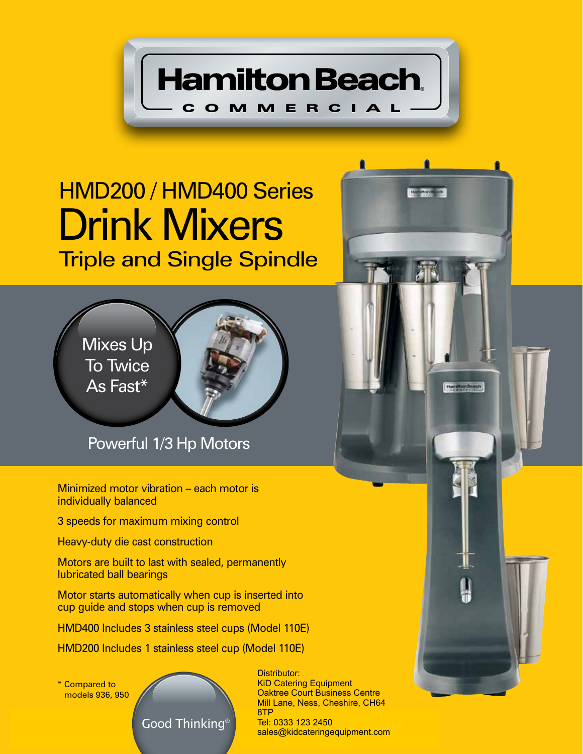Hamilton Beach

COMMERCIAL

# HMD200 / HMD400 Series Drink Mixers

## Triple and Single Spindle

Mixes Up To Twice As Fast*

Powerful 1/3 Hp Motors

- Minimized motor vibration – each motor is individually balanced
- 3 speeds for maximum mixing control
- Heavy-duty die cast construction
- Motors are built to last with sealed, permanently lubricated ball bearings
- Motor starts automatically when cup is inserted into cup guide and stops when cup is removed
- HMD400 Includes 3 stainless steel cups (Model 110E)
- HMD200 Includes 1 stainless steel cup (Model 110E)

\* Compared to models 936, 950

Good Thinking®

Distributor:
KiD Catering Equipment
Oaktree Court Business Centre
Mill Lane, Ness, Cheshire, CH64 8TP
Tel: 0333 123 2450
sales@kidcateringequipment.com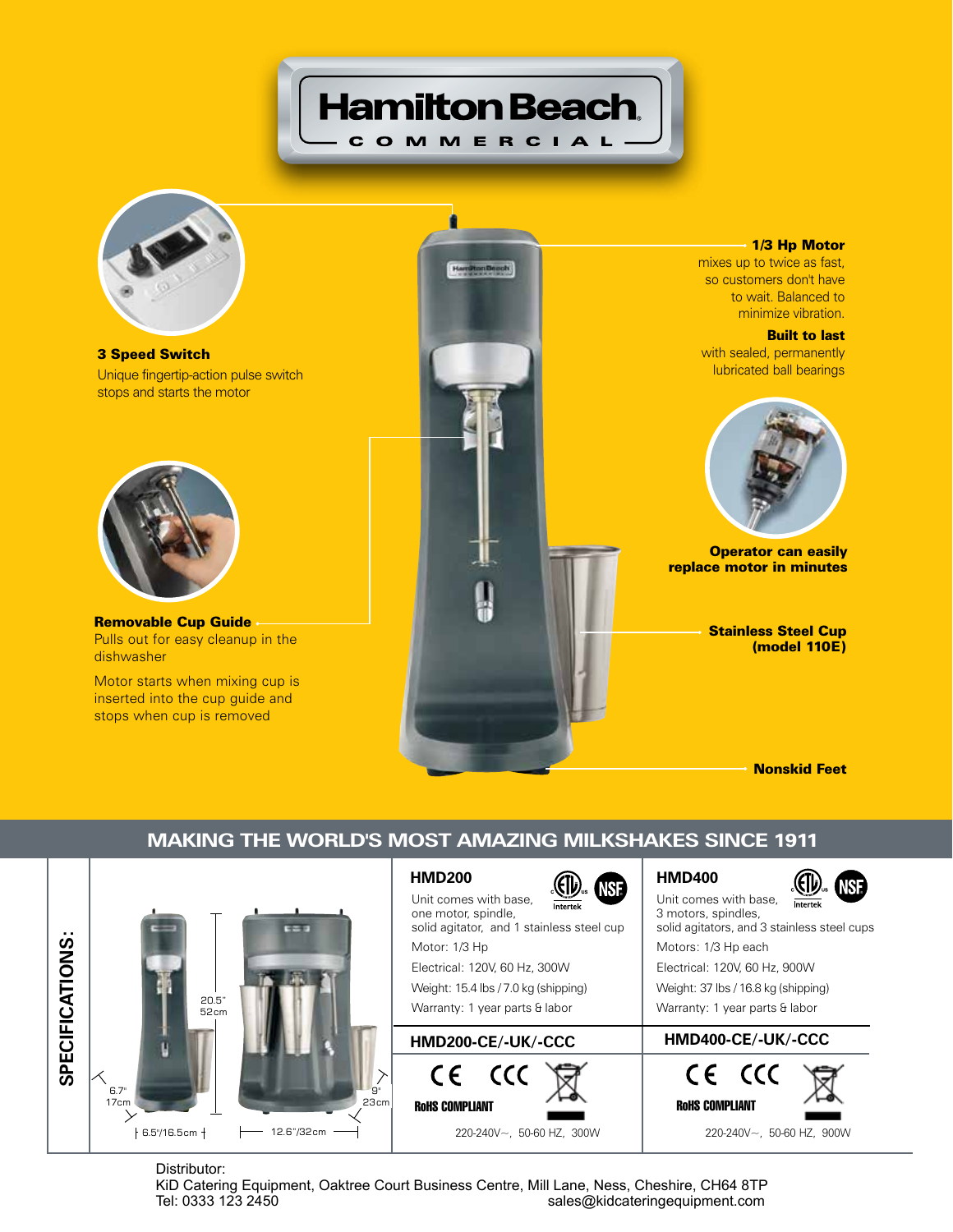# Hamilton Beach COMMERCIAL

**3 Speed Switch**
Unique fingertip-action pulse switch stops and starts the motor

**Removable Cup Guide**
Pulls out for easy cleanup in the dishwasher

Motor starts when mixing cup is inserted into the cup guide and stops when cup is removed

**1/3 Hp Motor**
mixes up to twice as fast, so customers don't have to wait. Balanced to minimize vibration.

**Built to last**
with sealed, permanently lubricated ball bearings

**Operator can easily replace motor in minutes**

**Stainless Steel Cup (model 110E)**

**Nonskid Feet**

## MAKING THE WORLD'S MOST AMAZING MILKSHAKES SINCE 1911

## SPECIFICATIONS:

20.5" 52cm

6.7" 17cm

9" 23cm

6.5"/16.5cm

12.6"/32cm

| HMD200 | HMD400 |
|---|---|
| Unit comes with base, one motor, spindle, solid agitator, and 1 stainless steel cup | Unit comes with base, 3 motors, spindles, solid agitators, and 3 stainless steel cups |
| Motor: 1/3 Hp | Motors: 1/3 Hp each |
| Electrical: 120V, 60 Hz, 300W | Electrical: 120V, 60 Hz, 900W |
| Weight: 15.4 lbs / 7.0 kg (shipping) | Weight: 37 lbs / 16.8 kg (shipping) |
| Warranty: 1 year parts & labor | Warranty: 1 year parts & labor |
| **HMD200-CE/-UK/-CCC** | **HMD400-CE/-UK/-CCC** |
| CE CCC RoHS COMPLIANT | CE CCC RoHS COMPLIANT |
| 220-240V~, 50-60 HZ, 300W | 220-240V~, 50-60 HZ, 900W |

Distributor:
KiD Catering Equipment, Oaktree Court Business Centre, Mill Lane, Ness, Cheshire, CH64 8TP
Tel: 0333 123 2450 sales@kidcateringequipment.com